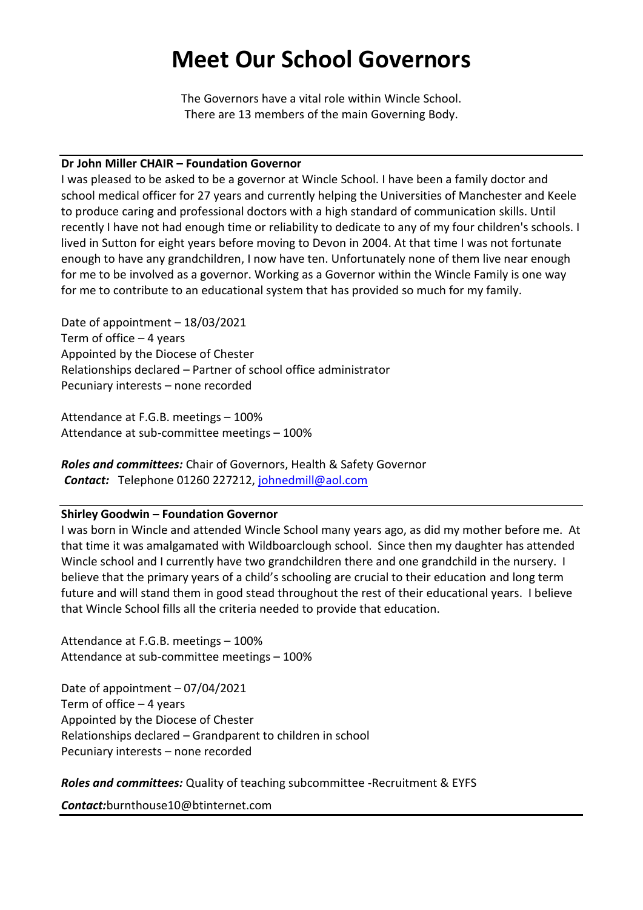# Meet Our School Governors

The Governors have a vital role within Wincle School.
There are 13 members of the main Governing Body.

---

**Dr John Miller CHAIR – Foundation Governor**

I was pleased to be asked to be a governor at Wincle School. I have been a family doctor and school medical officer for 27 years and currently helping the Universities of Manchester and Keele to produce caring and professional doctors with a high standard of communication skills. Until recently I have not had enough time or reliability to dedicate to any of my four children's schools. I lived in Sutton for eight years before moving to Devon in 2004. At that time I was not fortunate enough to have any grandchildren, I now have ten. Unfortunately none of them live near enough for me to be involved as a governor. Working as a Governor within the Wincle Family is one way for me to contribute to an educational system that has provided so much for my family.

Date of appointment – 18/03/2021
Term of office – 4 years
Appointed by the Diocese of Chester
Relationships declared – Partner of school office administrator
Pecuniary interests – none recorded

Attendance at F.G.B. meetings – 100%
Attendance at sub-committee meetings – 100%

***Roles and committees:*** Chair of Governors, Health & Safety Governor
***Contact:*** Telephone 01260 227212, johnedmill@aol.com

---

**Shirley Goodwin – Foundation Governor**

I was born in Wincle and attended Wincle School many years ago, as did my mother before me. At that time it was amalgamated with Wildboarclough school. Since then my daughter has attended Wincle school and I currently have two grandchildren there and one grandchild in the nursery. I believe that the primary years of a child's schooling are crucial to their education and long term future and will stand them in good stead throughout the rest of their educational years. I believe that Wincle School fills all the criteria needed to provide that education.

Attendance at F.G.B. meetings – 100%
Attendance at sub-committee meetings – 100%

Date of appointment – 07/04/2021
Term of office – 4 years
Appointed by the Diocese of Chester
Relationships declared – Grandparent to children in school
Pecuniary interests – none recorded

***Roles and committees:*** Quality of teaching subcommittee -Recruitment & EYFS

***Contact:***burnthouse10@btinternet.com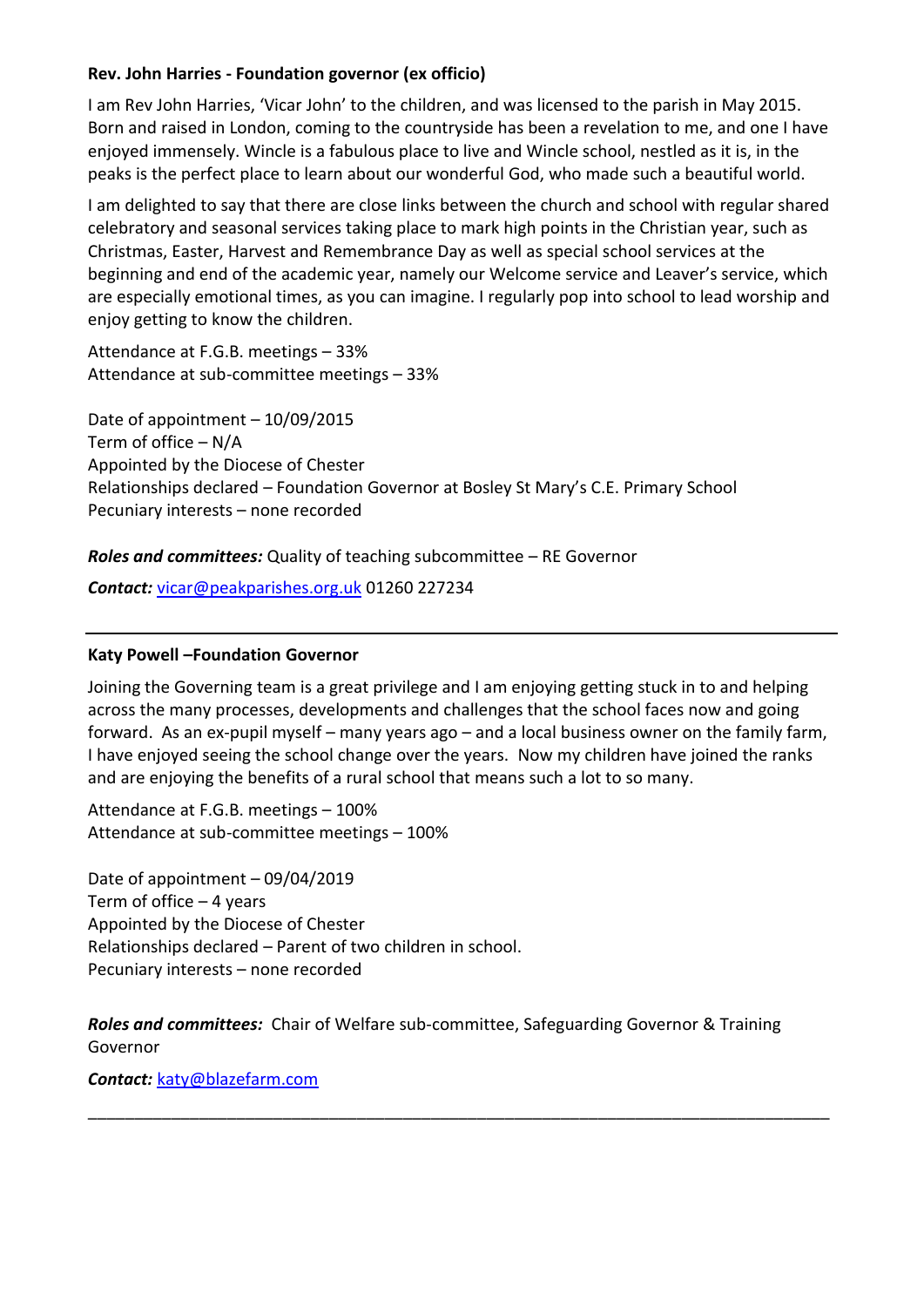**Rev. John Harries - Foundation governor (ex officio)**

I am Rev John Harries, 'Vicar John' to the children, and was licensed to the parish in May 2015. Born and raised in London, coming to the countryside has been a revelation to me, and one I have enjoyed immensely. Wincle is a fabulous place to live and Wincle school, nestled as it is, in the peaks is the perfect place to learn about our wonderful God, who made such a beautiful world.

I am delighted to say that there are close links between the church and school with regular shared celebratory and seasonal services taking place to mark high points in the Christian year, such as Christmas, Easter, Harvest and Remembrance Day as well as special school services at the beginning and end of the academic year, namely our Welcome service and Leaver's service, which are especially emotional times, as you can imagine. I regularly pop into school to lead worship and enjoy getting to know the children.

Attendance at F.G.B. meetings – 33%
Attendance at sub-committee meetings – 33%

Date of appointment – 10/09/2015
Term of office – N/A
Appointed by the Diocese of Chester
Relationships declared – Foundation Governor at Bosley St Mary's C.E. Primary School
Pecuniary interests – none recorded

***Roles and committees:*** Quality of teaching subcommittee – RE Governor

***Contact:*** vicar@peakparishes.org.uk 01260 227234

---

**Katy Powell –Foundation Governor**

Joining the Governing team is a great privilege and I am enjoying getting stuck in to and helping across the many processes, developments and challenges that the school faces now and going forward. As an ex-pupil myself – many years ago – and a local business owner on the family farm, I have enjoyed seeing the school change over the years. Now my children have joined the ranks and are enjoying the benefits of a rural school that means such a lot to so many.

Attendance at F.G.B. meetings – 100%
Attendance at sub-committee meetings – 100%

Date of appointment – 09/04/2019
Term of office – 4 years
Appointed by the Diocese of Chester
Relationships declared – Parent of two children in school.
Pecuniary interests – none recorded

***Roles and committees:*** Chair of Welfare sub-committee, Safeguarding Governor & Training Governor

***Contact:*** katy@blazefarm.com

---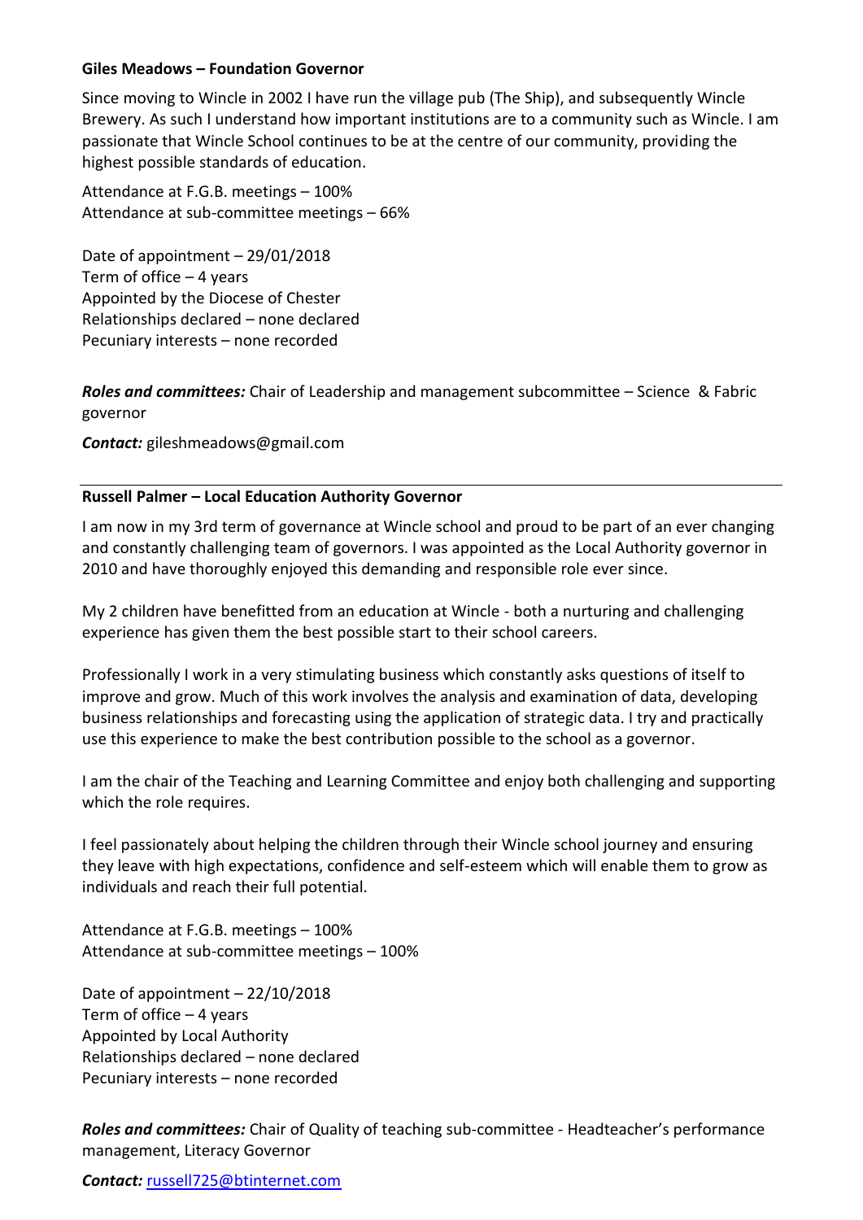**Giles Meadows – Foundation Governor**

Since moving to Wincle in 2002 I have run the village pub (The Ship), and subsequently Wincle Brewery. As such I understand how important institutions are to a community such as Wincle. I am passionate that Wincle School continues to be at the centre of our community, providing the highest possible standards of education.

Attendance at F.G.B. meetings – 100%
Attendance at sub-committee meetings – 66%

Date of appointment – 29/01/2018
Term of office – 4 years
Appointed by the Diocese of Chester
Relationships declared – none declared
Pecuniary interests – none recorded

***Roles and committees:*** Chair of Leadership and management subcommittee – Science & Fabric governor

***Contact:*** gileshmeadows@gmail.com

---

**Russell Palmer – Local Education Authority Governor**

I am now in my 3rd term of governance at Wincle school and proud to be part of an ever changing and constantly challenging team of governors. I was appointed as the Local Authority governor in 2010 and have thoroughly enjoyed this demanding and responsible role ever since.

My 2 children have benefitted from an education at Wincle - both a nurturing and challenging experience has given them the best possible start to their school careers.

Professionally I work in a very stimulating business which constantly asks questions of itself to improve and grow. Much of this work involves the analysis and examination of data, developing business relationships and forecasting using the application of strategic data. I try and practically use this experience to make the best contribution possible to the school as a governor.

I am the chair of the Teaching and Learning Committee and enjoy both challenging and supporting which the role requires.

I feel passionately about helping the children through their Wincle school journey and ensuring they leave with high expectations, confidence and self-esteem which will enable them to grow as individuals and reach their full potential.

Attendance at F.G.B. meetings – 100%
Attendance at sub-committee meetings – 100%

Date of appointment – 22/10/2018
Term of office – 4 years
Appointed by Local Authority
Relationships declared – none declared
Pecuniary interests – none recorded

***Roles and committees:*** Chair of Quality of teaching sub-committee - Headteacher's performance management, Literacy Governor

***Contact:*** russell725@btinternet.com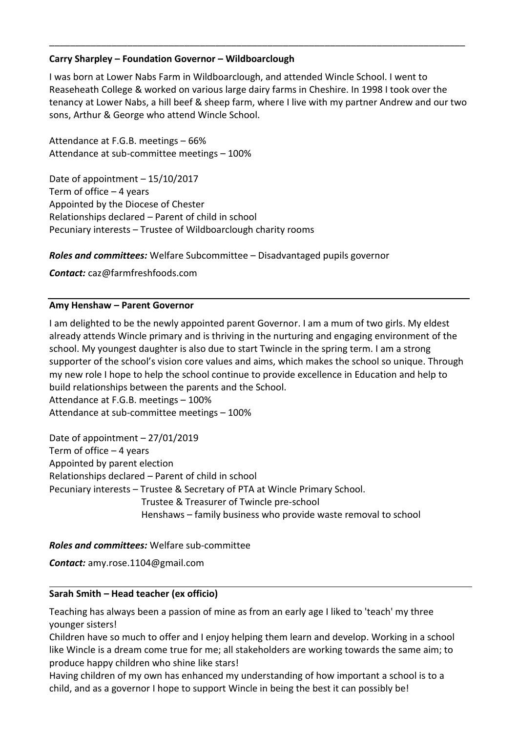---

**Carry Sharpley – Foundation Governor – Wildboarclough**

I was born at Lower Nabs Farm in Wildboarclough, and attended Wincle School. I went to Reaseheath College & worked on various large dairy farms in Cheshire. In 1998 I took over the tenancy at Lower Nabs, a hill beef & sheep farm, where I live with my partner Andrew and our two sons, Arthur & George who attend Wincle School.

Attendance at F.G.B. meetings – 66%
Attendance at sub-committee meetings – 100%

Date of appointment – 15/10/2017
Term of office – 4 years
Appointed by the Diocese of Chester
Relationships declared – Parent of child in school
Pecuniary interests – Trustee of Wildboarclough charity rooms

***Roles and committees:*** Welfare Subcommittee – Disadvantaged pupils governor

***Contact:*** caz@farmfreshfoods.com

---

**Amy Henshaw – Parent Governor**

I am delighted to be the newly appointed parent Governor. I am a mum of two girls. My eldest already attends Wincle primary and is thriving in the nurturing and engaging environment of the school. My youngest daughter is also due to start Twincle in the spring term. I am a strong supporter of the school's vision core values and aims, which makes the school so unique. Through my new role I hope to help the school continue to provide excellence in Education and help to build relationships between the parents and the School.
Attendance at F.G.B. meetings – 100%
Attendance at sub-committee meetings – 100%

Date of appointment – 27/01/2019
Term of office – 4 years
Appointed by parent election
Relationships declared – Parent of child in school
Pecuniary interests – Trustee & Secretary of PTA at Wincle Primary School.
Trustee & Treasurer of Twincle pre-school
Henshaws – family business who provide waste removal to school

***Roles and committees:*** Welfare sub-committee

***Contact:*** amy.rose.1104@gmail.com

---

**Sarah Smith – Head teacher (ex officio)**

Teaching has always been a passion of mine as from an early age I liked to 'teach' my three younger sisters!
Children have so much to offer and I enjoy helping them learn and develop. Working in a school like Wincle is a dream come true for me; all stakeholders are working towards the same aim; to produce happy children who shine like stars!
Having children of my own has enhanced my understanding of how important a school is to a child, and as a governor I hope to support Wincle in being the best it can possibly be!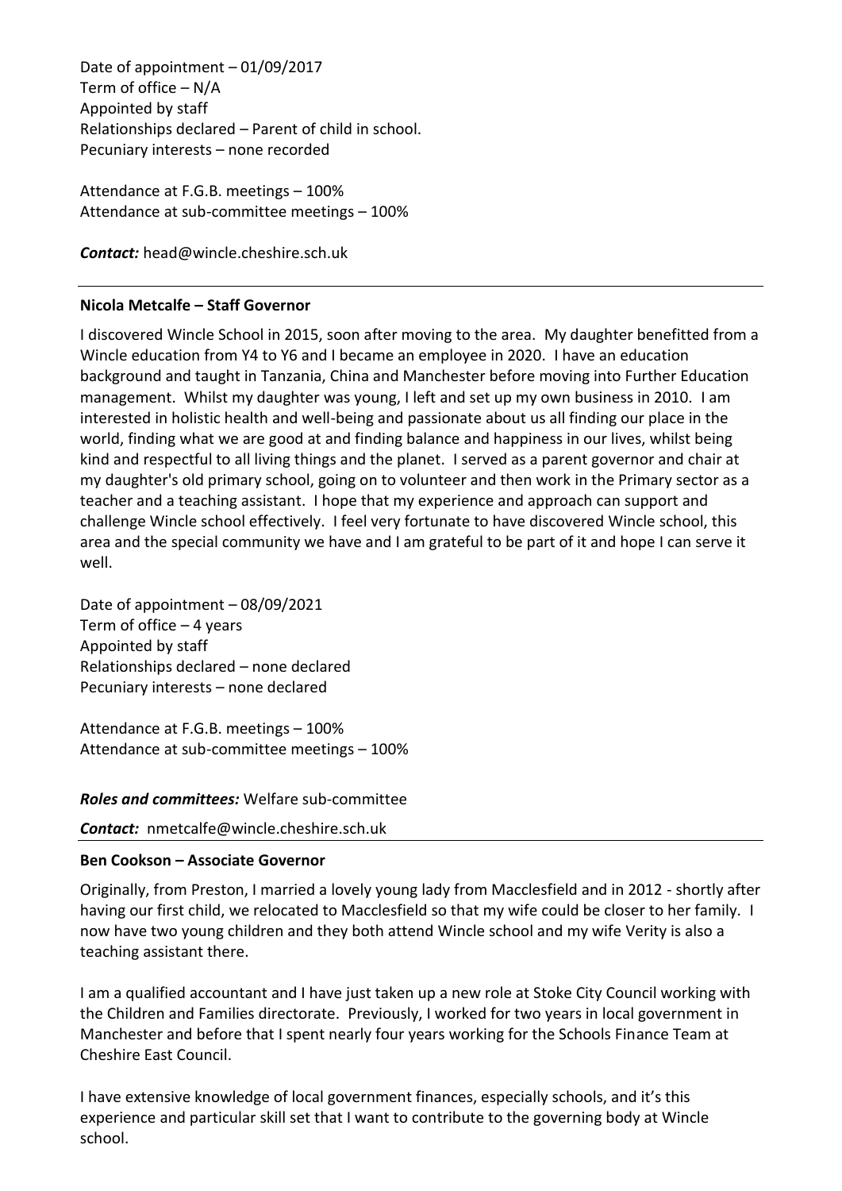Date of appointment – 01/09/2017
Term of office – N/A
Appointed by staff
Relationships declared – Parent of child in school.
Pecuniary interests – none recorded

Attendance at F.G.B. meetings – 100%
Attendance at sub-committee meetings – 100%

***Contact:*** head@wincle.cheshire.sch.uk

---

**Nicola Metcalfe – Staff Governor**

I discovered Wincle School in 2015, soon after moving to the area. My daughter benefitted from a Wincle education from Y4 to Y6 and I became an employee in 2020. I have an education background and taught in Tanzania, China and Manchester before moving into Further Education management. Whilst my daughter was young, I left and set up my own business in 2010. I am interested in holistic health and well-being and passionate about us all finding our place in the world, finding what we are good at and finding balance and happiness in our lives, whilst being kind and respectful to all living things and the planet. I served as a parent governor and chair at my daughter's old primary school, going on to volunteer and then work in the Primary sector as a teacher and a teaching assistant. I hope that my experience and approach can support and challenge Wincle school effectively. I feel very fortunate to have discovered Wincle school, this area and the special community we have and I am grateful to be part of it and hope I can serve it well.

Date of appointment – 08/09/2021
Term of office – 4 years
Appointed by staff
Relationships declared – none declared
Pecuniary interests – none declared

Attendance at F.G.B. meetings – 100%
Attendance at sub-committee meetings – 100%

***Roles and committees:*** Welfare sub-committee

***Contact:*** nmetcalfe@wincle.cheshire.sch.uk

---

**Ben Cookson – Associate Governor**

Originally, from Preston, I married a lovely young lady from Macclesfield and in 2012 - shortly after having our first child, we relocated to Macclesfield so that my wife could be closer to her family. I now have two young children and they both attend Wincle school and my wife Verity is also a teaching assistant there.

I am a qualified accountant and I have just taken up a new role at Stoke City Council working with the Children and Families directorate. Previously, I worked for two years in local government in Manchester and before that I spent nearly four years working for the Schools Finance Team at Cheshire East Council.

I have extensive knowledge of local government finances, especially schools, and it's this experience and particular skill set that I want to contribute to the governing body at Wincle school.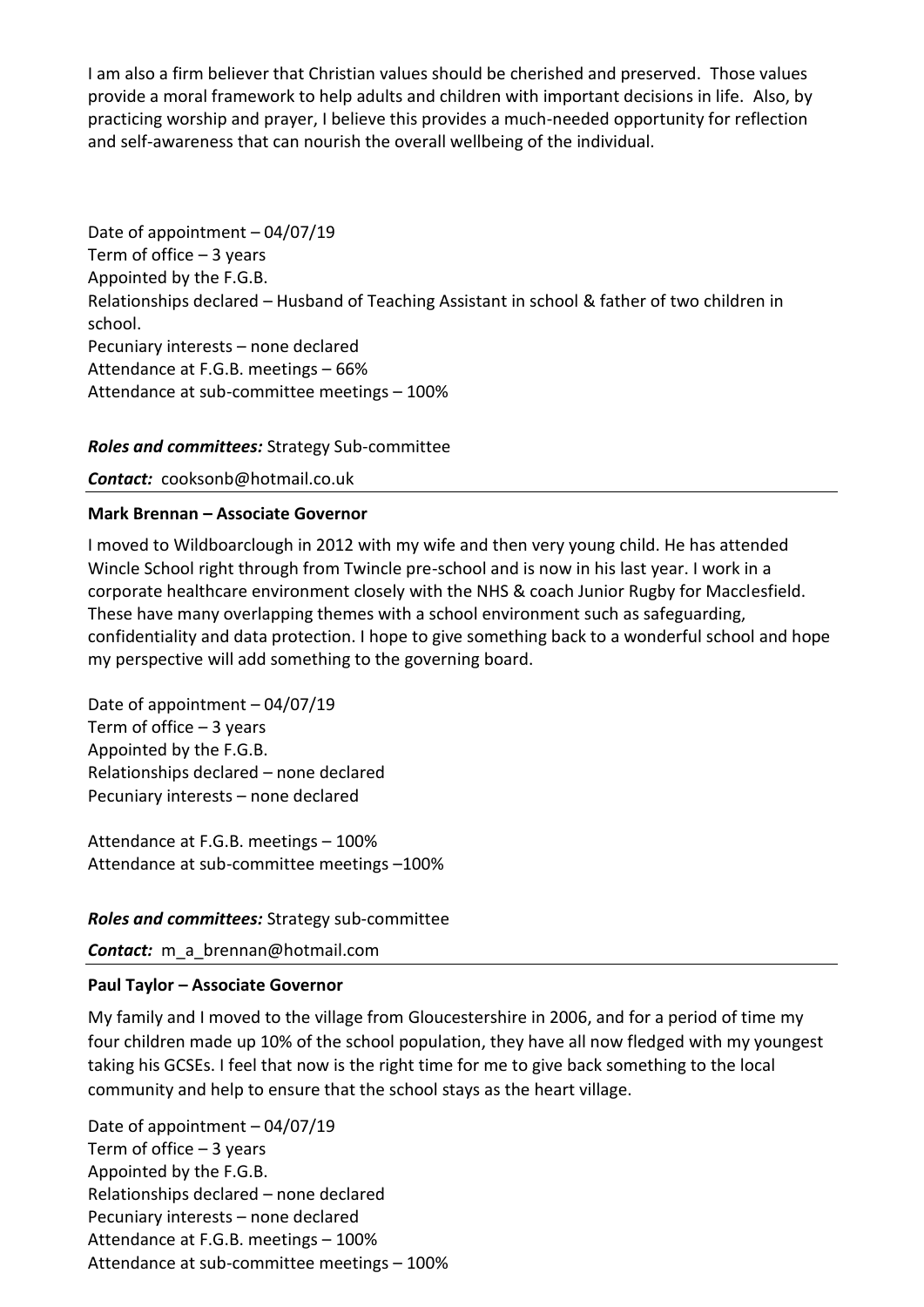I am also a firm believer that Christian values should be cherished and preserved. Those values provide a moral framework to help adults and children with important decisions in life. Also, by practicing worship and prayer, I believe this provides a much-needed opportunity for reflection and self-awareness that can nourish the overall wellbeing of the individual.

Date of appointment – 04/07/19
Term of office – 3 years
Appointed by the F.G.B.
Relationships declared – Husband of Teaching Assistant in school & father of two children in school.
Pecuniary interests – none declared
Attendance at F.G.B. meetings – 66%
Attendance at sub-committee meetings – 100%

***Roles and committees:*** Strategy Sub-committee

***Contact:*** cooksonb@hotmail.co.uk

---

**Mark Brennan – Associate Governor**

I moved to Wildboarclough in 2012 with my wife and then very young child. He has attended Wincle School right through from Twincle pre-school and is now in his last year. I work in a corporate healthcare environment closely with the NHS & coach Junior Rugby for Macclesfield. These have many overlapping themes with a school environment such as safeguarding, confidentiality and data protection. I hope to give something back to a wonderful school and hope my perspective will add something to the governing board.

Date of appointment – 04/07/19
Term of office – 3 years
Appointed by the F.G.B.
Relationships declared – none declared
Pecuniary interests – none declared

Attendance at F.G.B. meetings – 100%
Attendance at sub-committee meetings –100%

***Roles and committees:*** Strategy sub-committee

***Contact:*** m_a_brennan@hotmail.com

---

**Paul Taylor – Associate Governor**

My family and I moved to the village from Gloucestershire in 2006, and for a period of time my four children made up 10% of the school population, they have all now fledged with my youngest taking his GCSEs. I feel that now is the right time for me to give back something to the local community and help to ensure that the school stays as the heart village.

Date of appointment – 04/07/19
Term of office – 3 years
Appointed by the F.G.B.
Relationships declared – none declared
Pecuniary interests – none declared
Attendance at F.G.B. meetings – 100%
Attendance at sub-committee meetings – 100%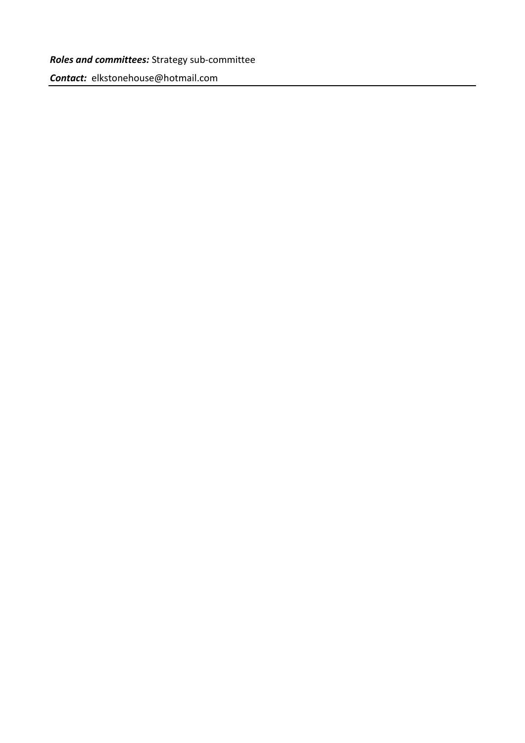***Roles and committees:*** Strategy sub-committee

***Contact:*** elkstonehouse@hotmail.com

---